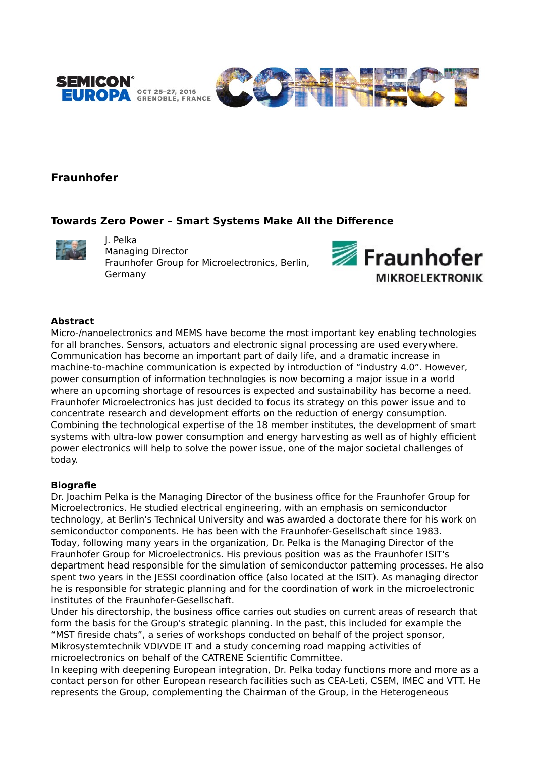## Fraunhofer

### Towards Zero Power – Smart Systems Make All the Difference

J. Pelka
Managing Director
Fraunhofer Group for Microelectronics, Berlin, Germany

**Abstract**

Micro-/nanoelectronics and MEMS have become the most important key enabling technologies for all branches. Sensors, actuators and electronic signal processing are used everywhere. Communication has become an important part of daily life, and a dramatic increase in machine-to-machine communication is expected by introduction of "industry 4.0". However, power consumption of information technologies is now becoming a major issue in a world where an upcoming shortage of resources is expected and sustainability has become a need. Fraunhofer Microelectronics has just decided to focus its strategy on this power issue and to concentrate research and development efforts on the reduction of energy consumption. Combining the technological expertise of the 18 member institutes, the development of smart systems with ultra-low power consumption and energy harvesting as well as of highly efficient power electronics will help to solve the power issue, one of the major societal challenges of today.

**Biografie**

Dr. Joachim Pelka is the Managing Director of the business office for the Fraunhofer Group for Microelectronics. He studied electrical engineering, with an emphasis on semiconductor technology, at Berlin's Technical University and was awarded a doctorate there for his work on semiconductor components. He has been with the Fraunhofer-Gesellschaft since 1983. Today, following many years in the organization, Dr. Pelka is the Managing Director of the Fraunhofer Group for Microelectronics. His previous position was as the Fraunhofer ISIT's department head responsible for the simulation of semiconductor patterning processes. He also spent two years in the JESSI coordination office (also located at the ISIT). As managing director he is responsible for strategic planning and for the coordination of work in the microelectronic institutes of the Fraunhofer-Gesellschaft.
Under his directorship, the business office carries out studies on current areas of research that form the basis for the Group's strategic planning. In the past, this included for example the "MST fireside chats", a series of workshops conducted on behalf of the project sponsor, Mikrosystemtechnik VDI/VDE IT and a study concerning road mapping activities of microelectronics on behalf of the CATRENE Scientific Committee.
In keeping with deepening European integration, Dr. Pelka today functions more and more as a contact person for other European research facilities such as CEA-Leti, CSEM, IMEC and VTT. He represents the Group, complementing the Chairman of the Group, in the Heterogeneous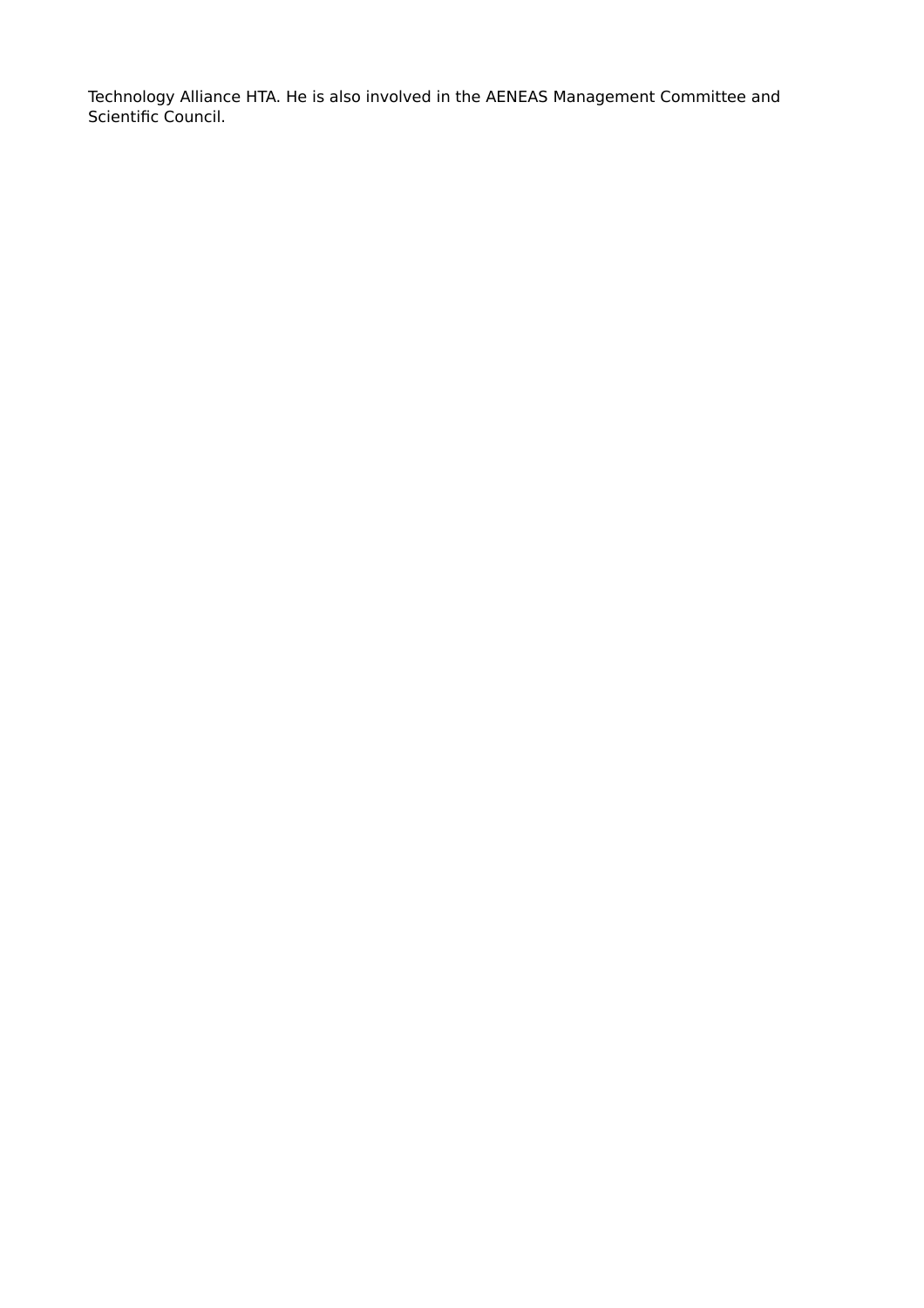Technology Alliance HTA. He is also involved in the AENEAS Management Committee and Scientific Council.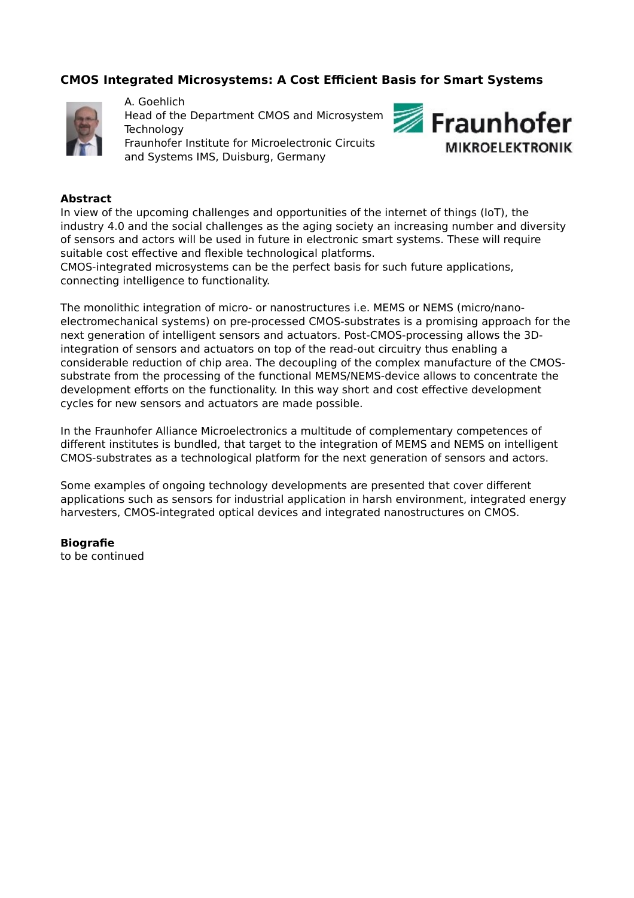## CMOS Integrated Microsystems: A Cost Efficient Basis for Smart Systems

A. Goehlich
Head of the Department CMOS and Microsystem Technology
Fraunhofer Institute for Microelectronic Circuits and Systems IMS, Duisburg, Germany

Fraunhofer MIKROELEKTRONIK

### Abstract

In view of the upcoming challenges and opportunities of the internet of things (IoT), the industry 4.0 and the social challenges as the aging society an increasing number and diversity of sensors and actors will be used in future in electronic smart systems. These will require suitable cost effective and flexible technological platforms.
CMOS-integrated microsystems can be the perfect basis for such future applications, connecting intelligence to functionality.

The monolithic integration of micro- or nanostructures i.e. MEMS or NEMS (micro/nano-electromechanical systems) on pre-processed CMOS-substrates is a promising approach for the next generation of intelligent sensors and actuators. Post-CMOS-processing allows the 3D-integration of sensors and actuators on top of the read-out circuitry thus enabling a considerable reduction of chip area. The decoupling of the complex manufacture of the CMOS-substrate from the processing of the functional MEMS/NEMS-device allows to concentrate the development efforts on the functionality. In this way short and cost effective development cycles for new sensors and actuators are made possible.

In the Fraunhofer Alliance Microelectronics a multitude of complementary competences of different institutes is bundled, that target to the integration of MEMS and NEMS on intelligent CMOS-substrates as a technological platform for the next generation of sensors and actors.

Some examples of ongoing technology developments are presented that cover different applications such as sensors for industrial application in harsh environment, integrated energy harvesters, CMOS-integrated optical devices and integrated nanostructures on CMOS.

### Biografie

to be continued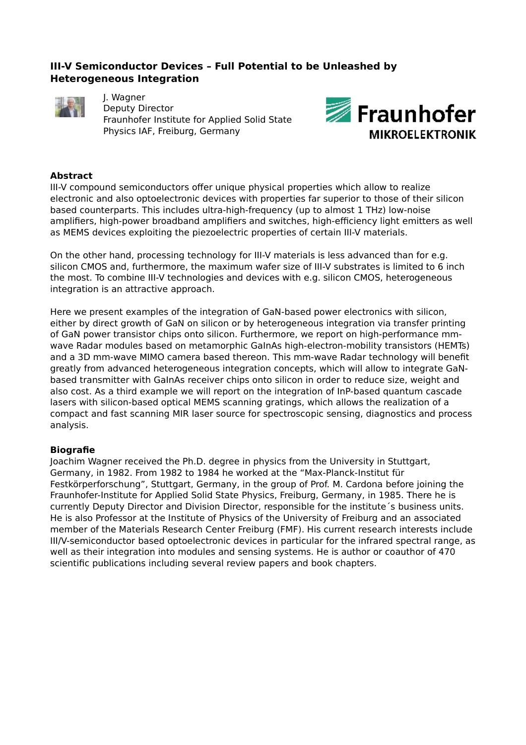# III-V Semiconductor Devices – Full Potential to be Unleashed by Heterogeneous Integration

J. Wagner
Deputy Director
Fraunhofer Institute for Applied Solid State Physics IAF, Freiburg, Germany

Fraunhofer MIKROELEKTRONIK

**Abstract**

III-V compound semiconductors offer unique physical properties which allow to realize electronic and also optoelectronic devices with properties far superior to those of their silicon based counterparts. This includes ultra-high-frequency (up to almost 1 THz) low-noise amplifiers, high-power broadband amplifiers and switches, high-efficiency light emitters as well as MEMS devices exploiting the piezoelectric properties of certain III-V materials.

On the other hand, processing technology for III-V materials is less advanced than for e.g. silicon CMOS and, furthermore, the maximum wafer size of III-V substrates is limited to 6 inch the most. To combine III-V technologies and devices with e.g. silicon CMOS, heterogeneous integration is an attractive approach.

Here we present examples of the integration of GaN-based power electronics with silicon, either by direct growth of GaN on silicon or by heterogeneous integration via transfer printing of GaN power transistor chips onto silicon. Furthermore, we report on high-performance mm-wave Radar modules based on metamorphic GaInAs high-electron-mobility transistors (HEMTs) and a 3D mm-wave MIMO camera based thereon. This mm-wave Radar technology will benefit greatly from advanced heterogeneous integration concepts, which will allow to integrate GaN-based transmitter with GaInAs receiver chips onto silicon in order to reduce size, weight and also cost. As a third example we will report on the integration of InP-based quantum cascade lasers with silicon-based optical MEMS scanning gratings, which allows the realization of a compact and fast scanning MIR laser source for spectroscopic sensing, diagnostics and process analysis.

**Biografie**

Joachim Wagner received the Ph.D. degree in physics from the University in Stuttgart, Germany, in 1982. From 1982 to 1984 he worked at the “Max-Planck-Institut für Festkörperforschung”, Stuttgart, Germany, in the group of Prof. M. Cardona before joining the Fraunhofer-Institute for Applied Solid State Physics, Freiburg, Germany, in 1985. There he is currently Deputy Director and Division Director, responsible for the institute´s business units. He is also Professor at the Institute of Physics of the University of Freiburg and an associated member of the Materials Research Center Freiburg (FMF). His current research interests include III/V-semiconductor based optoelectronic devices in particular for the infrared spectral range, as well as their integration into modules and sensing systems. He is author or coauthor of 470 scientific publications including several review papers and book chapters.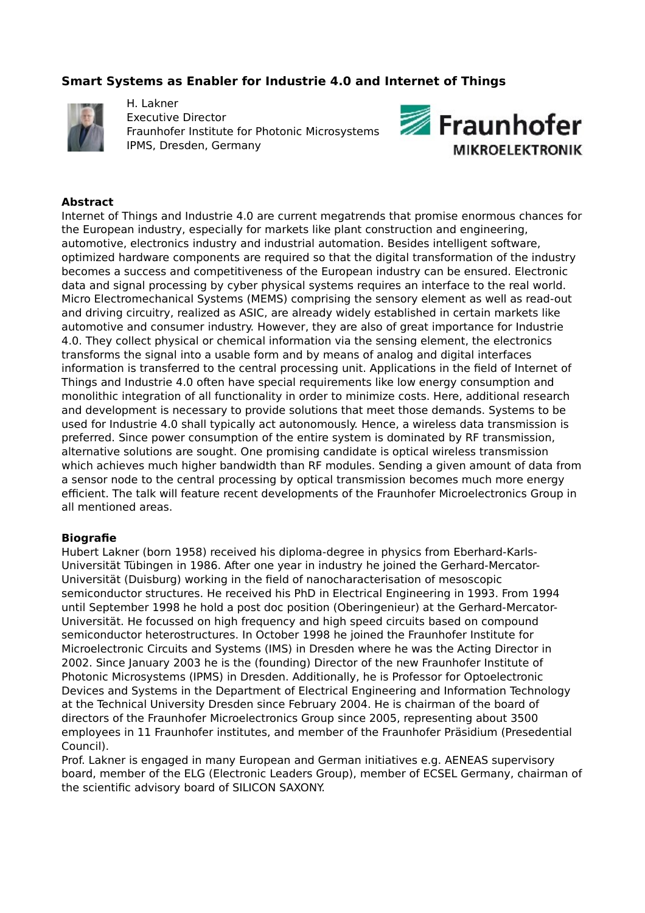## Smart Systems as Enabler for Industrie 4.0 and Internet of Things

H. Lakner
Executive Director
Fraunhofer Institute for Photonic Microsystems
IPMS, Dresden, Germany

### Abstract

Internet of Things and Industrie 4.0 are current megatrends that promise enormous chances for the European industry, especially for markets like plant construction and engineering, automotive, electronics industry and industrial automation. Besides intelligent software, optimized hardware components are required so that the digital transformation of the industry becomes a success and competitiveness of the European industry can be ensured. Electronic data and signal processing by cyber physical systems requires an interface to the real world. Micro Electromechanical Systems (MEMS) comprising the sensory element as well as read-out and driving circuitry, realized as ASIC, are already widely established in certain markets like automotive and consumer industry. However, they are also of great importance for Industrie 4.0. They collect physical or chemical information via the sensing element, the electronics transforms the signal into a usable form and by means of analog and digital interfaces information is transferred to the central processing unit. Applications in the field of Internet of Things and Industrie 4.0 often have special requirements like low energy consumption and monolithic integration of all functionality in order to minimize costs. Here, additional research and development is necessary to provide solutions that meet those demands. Systems to be used for Industrie 4.0 shall typically act autonomously. Hence, a wireless data transmission is preferred. Since power consumption of the entire system is dominated by RF transmission, alternative solutions are sought. One promising candidate is optical wireless transmission which achieves much higher bandwidth than RF modules. Sending a given amount of data from a sensor node to the central processing by optical transmission becomes much more energy efficient. The talk will feature recent developments of the Fraunhofer Microelectronics Group in all mentioned areas.

### Biografie

Hubert Lakner (born 1958) received his diploma-degree in physics from Eberhard-Karls-Universität Tübingen in 1986. After one year in industry he joined the Gerhard-Mercator-Universität (Duisburg) working in the field of nanocharacterisation of mesoscopic semiconductor structures. He received his PhD in Electrical Engineering in 1993. From 1994 until September 1998 he hold a post doc position (Oberingenieur) at the Gerhard-Mercator-Universität. He focussed on high frequency and high speed circuits based on compound semiconductor heterostructures. In October 1998 he joined the Fraunhofer Institute for Microelectronic Circuits and Systems (IMS) in Dresden where he was the Acting Director in 2002. Since January 2003 he is the (founding) Director of the new Fraunhofer Institute of Photonic Microsystems (IPMS) in Dresden. Additionally, he is Professor for Optoelectronic Devices and Systems in the Department of Electrical Engineering and Information Technology at the Technical University Dresden since February 2004. He is chairman of the board of directors of the Fraunhofer Microelectronics Group since 2005, representing about 3500 employees in 11 Fraunhofer institutes, and member of the Fraunhofer Präsidium (Presedential Council).

Prof. Lakner is engaged in many European and German initiatives e.g. AENEAS supervisory board, member of the ELG (Electronic Leaders Group), member of ECSEL Germany, chairman of the scientific advisory board of SILICON SAXONY.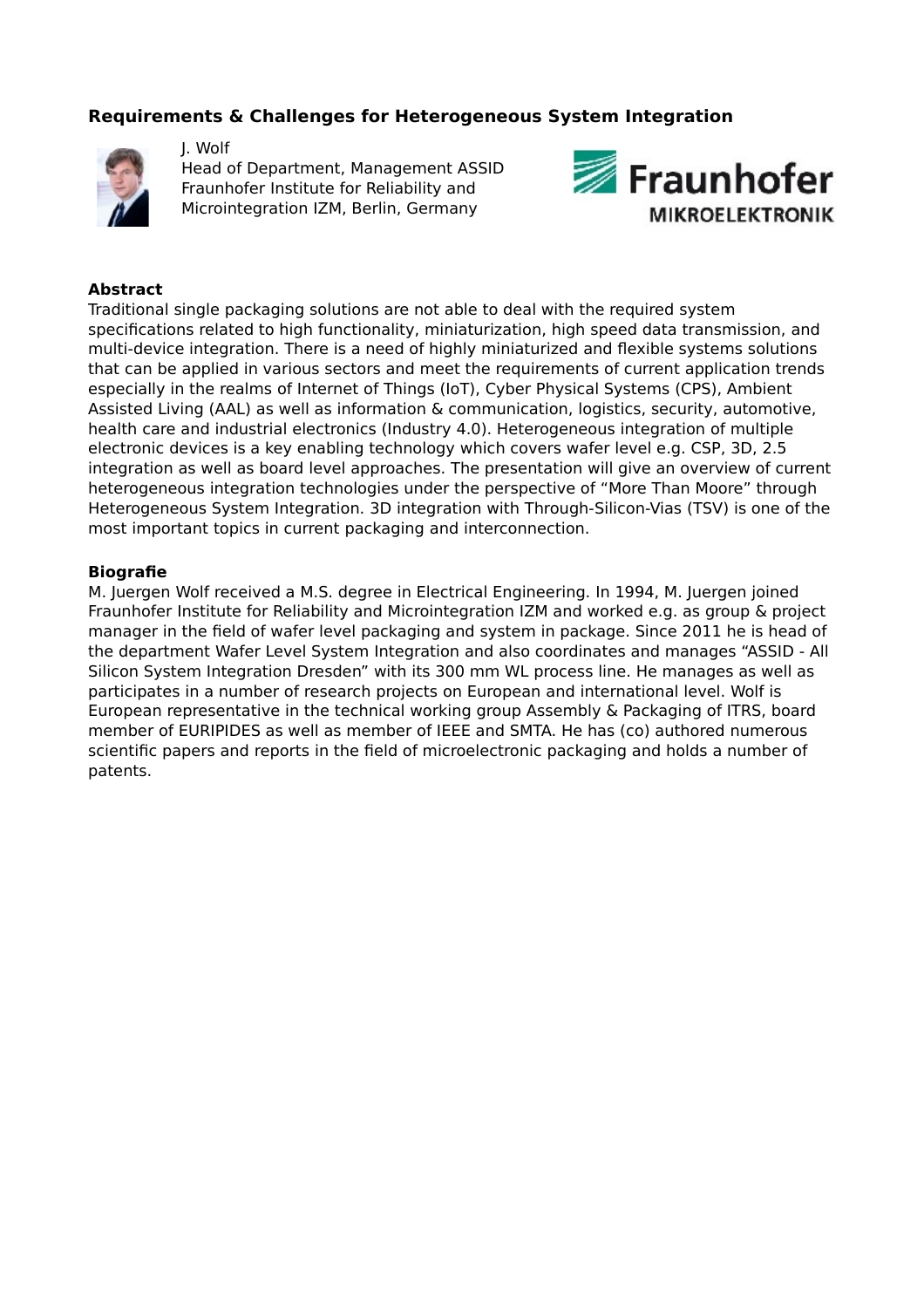## Requirements & Challenges for Heterogeneous System Integration

J. Wolf
Head of Department, Management ASSID
Fraunhofer Institute for Reliability and Microintegration IZM, Berlin, Germany

Fraunhofer
MIKROELEKTRONIK

### Abstract

Traditional single packaging solutions are not able to deal with the required system specifications related to high functionality, miniaturization, high speed data transmission, and multi-device integration. There is a need of highly miniaturized and flexible systems solutions that can be applied in various sectors and meet the requirements of current application trends especially in the realms of Internet of Things (IoT), Cyber Physical Systems (CPS), Ambient Assisted Living (AAL) as well as information & communication, logistics, security, automotive, health care and industrial electronics (Industry 4.0). Heterogeneous integration of multiple electronic devices is a key enabling technology which covers wafer level e.g. CSP, 3D, 2.5 integration as well as board level approaches. The presentation will give an overview of current heterogeneous integration technologies under the perspective of “More Than Moore” through Heterogeneous System Integration. 3D integration with Through-Silicon-Vias (TSV) is one of the most important topics in current packaging and interconnection.

### Biografie

M. Juergen Wolf received a M.S. degree in Electrical Engineering. In 1994, M. Juergen joined Fraunhofer Institute for Reliability and Microintegration IZM and worked e.g. as group & project manager in the field of wafer level packaging and system in package. Since 2011 he is head of the department Wafer Level System Integration and also coordinates and manages “ASSID - All Silicon System Integration Dresden” with its 300 mm WL process line. He manages as well as participates in a number of research projects on European and international level. Wolf is European representative in the technical working group Assembly & Packaging of ITRS, board member of EURIPIDES as well as member of IEEE and SMTA. He has (co) authored numerous scientific papers and reports in the field of microelectronic packaging and holds a number of patents.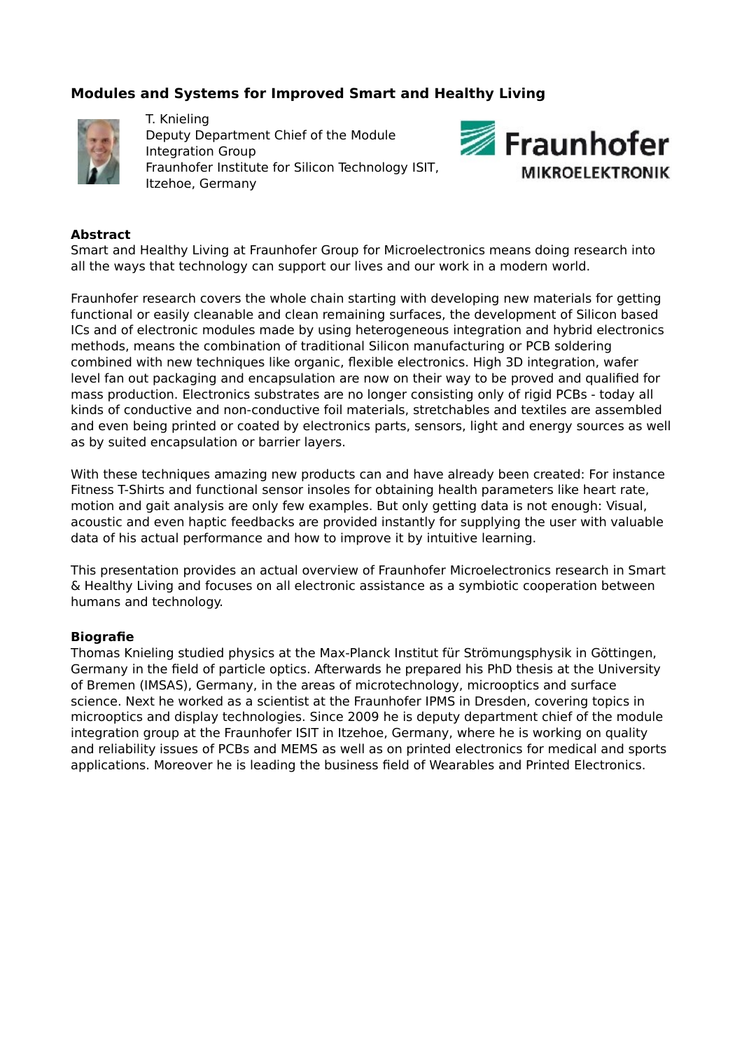## Modules and Systems for Improved Smart and Healthy Living

T. Knieling
Deputy Department Chief of the Module Integration Group
Fraunhofer Institute for Silicon Technology ISIT, Itzehoe, Germany

Fraunhofer
MIKROELEKTRONIK

**Abstract**

Smart and Healthy Living at Fraunhofer Group for Microelectronics means doing research into all the ways that technology can support our lives and our work in a modern world.

Fraunhofer research covers the whole chain starting with developing new materials for getting functional or easily cleanable and clean remaining surfaces, the development of Silicon based ICs and of electronic modules made by using heterogeneous integration and hybrid electronics methods, means the combination of traditional Silicon manufacturing or PCB soldering combined with new techniques like organic, flexible electronics. High 3D integration, wafer level fan out packaging and encapsulation are now on their way to be proved and qualified for mass production. Electronics substrates are no longer consisting only of rigid PCBs - today all kinds of conductive and non-conductive foil materials, stretchables and textiles are assembled and even being printed or coated by electronics parts, sensors, light and energy sources as well as by suited encapsulation or barrier layers.

With these techniques amazing new products can and have already been created: For instance Fitness T-Shirts and functional sensor insoles for obtaining health parameters like heart rate, motion and gait analysis are only few examples. But only getting data is not enough: Visual, acoustic and even haptic feedbacks are provided instantly for supplying the user with valuable data of his actual performance and how to improve it by intuitive learning.

This presentation provides an actual overview of Fraunhofer Microelectronics research in Smart & Healthy Living and focuses on all electronic assistance as a symbiotic cooperation between humans and technology.

**Biografie**

Thomas Knieling studied physics at the Max-Planck Institut für Strömungsphysik in Göttingen, Germany in the field of particle optics. Afterwards he prepared his PhD thesis at the University of Bremen (IMSAS), Germany, in the areas of microtechnology, microoptics and surface science. Next he worked as a scientist at the Fraunhofer IPMS in Dresden, covering topics in microoptics and display technologies. Since 2009 he is deputy department chief of the module integration group at the Fraunhofer ISIT in Itzehoe, Germany, where he is working on quality and reliability issues of PCBs and MEMS as well as on printed electronics for medical and sports applications. Moreover he is leading the business field of Wearables and Printed Electronics.